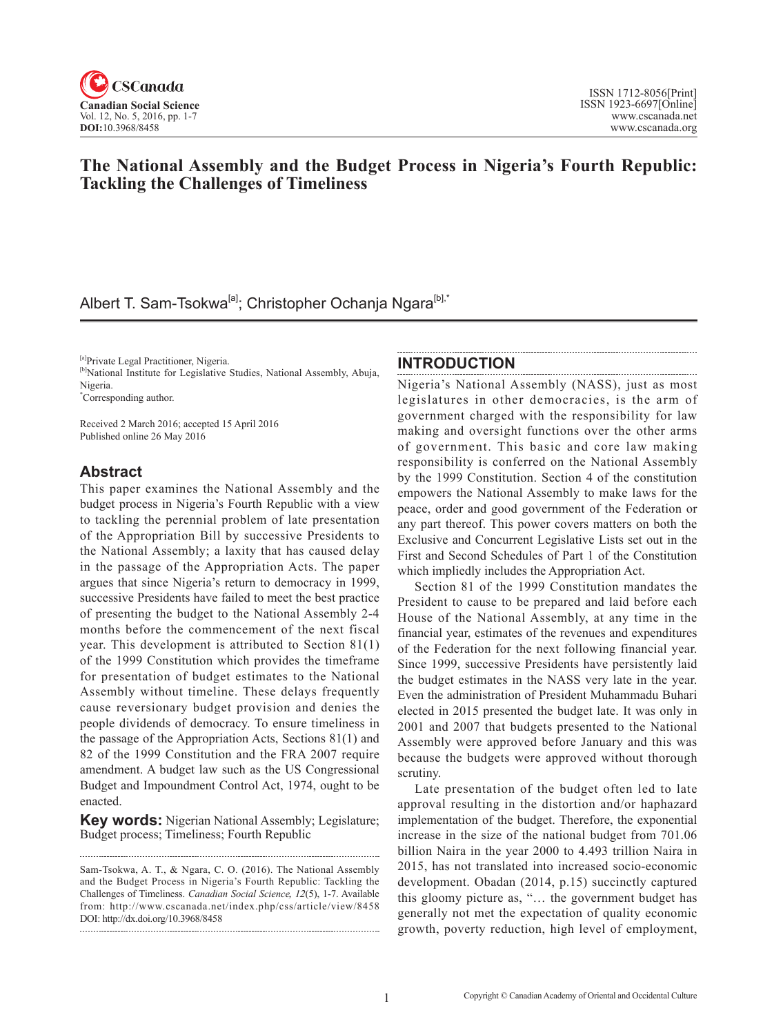# The National Assembly and the Budget Process in Nigeria's Fourth Republic: Tackling the Challenges of Timeliness

Albert T. Sam-Tsokwa[a]; Christopher Ochanja Ngara[b],*

[a]Private Legal Practitioner, Nigeria.
[b]National Institute for Legislative Studies, National Assembly, Abuja, Nigeria.
*Corresponding author.

Received 2 March 2016; accepted 15 April 2016
Published online 26 May 2016

## Abstract

This paper examines the National Assembly and the budget process in Nigeria's Fourth Republic with a view to tackling the perennial problem of late presentation of the Appropriation Bill by successive Presidents to the National Assembly; a laxity that has caused delay in the passage of the Appropriation Acts. The paper argues that since Nigeria's return to democracy in 1999, successive Presidents have failed to meet the best practice of presenting the budget to the National Assembly 2-4 months before the commencement of the next fiscal year. This development is attributed to Section 81(1) of the 1999 Constitution which provides the timeframe for presentation of budget estimates to the National Assembly without timeline. These delays frequently cause reversionary budget provision and denies the people dividends of democracy. To ensure timeliness in the passage of the Appropriation Acts, Sections 81(1) and 82 of the 1999 Constitution and the FRA 2007 require amendment. A budget law such as the US Congressional Budget and Impoundment Control Act, 1974, ought to be enacted.

**Key words:** Nigerian National Assembly; Legislature; Budget process; Timeliness; Fourth Republic

Sam-Tsokwa, A. T., & Ngara, C. O. (2016). The National Assembly and the Budget Process in Nigeria's Fourth Republic: Tackling the Challenges of Timeliness. *Canadian Social Science*, *12*(5), 1-7. Available from: http://www.cscanada.net/index.php/css/article/view/8458
DOI: http://dx.doi.org/10.3968/8458

## INTRODUCTION

Nigeria's National Assembly (NASS), just as most legislatures in other democracies, is the arm of government charged with the responsibility for law making and oversight functions over the other arms of government. This basic and core law making responsibility is conferred on the National Assembly by the 1999 Constitution. Section 4 of the constitution empowers the National Assembly to make laws for the peace, order and good government of the Federation or any part thereof. This power covers matters on both the Exclusive and Concurrent Legislative Lists set out in the First and Second Schedules of Part 1 of the Constitution which impliedly includes the Appropriation Act.

Section 81 of the 1999 Constitution mandates the President to cause to be prepared and laid before each House of the National Assembly, at any time in the financial year, estimates of the revenues and expenditures of the Federation for the next following financial year. Since 1999, successive Presidents have persistently laid the budget estimates in the NASS very late in the year. Even the administration of President Muhammadu Buhari elected in 2015 presented the budget late. It was only in 2001 and 2007 that budgets presented to the National Assembly were approved before January and this was because the budgets were approved without thorough scrutiny.

Late presentation of the budget often led to late approval resulting in the distortion and/or haphazard implementation of the budget. Therefore, the exponential increase in the size of the national budget from 701.06 billion Naira in the year 2000 to 4.493 trillion Naira in 2015, has not translated into increased socio-economic development. Obadan (2014, p.15) succinctly captured this gloomy picture as, "… the government budget has generally not met the expectation of quality economic growth, poverty reduction, high level of employment,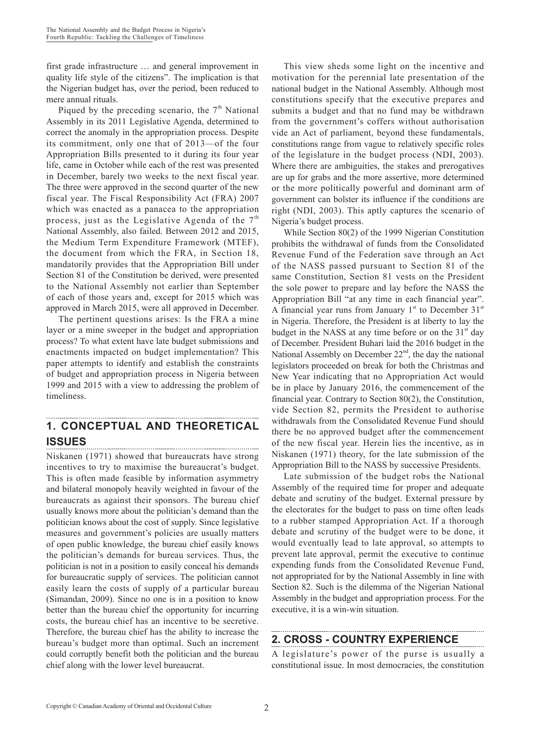first grade infrastructure … and general improvement in quality life style of the citizens". The implication is that the Nigerian budget has, over the period, been reduced to mere annual rituals.

Piqued by the preceding scenario, the 7th National Assembly in its 2011 Legislative Agenda, determined to correct the anomaly in the appropriation process. Despite its commitment, only one that of 2013—of the four Appropriation Bills presented to it during its four year life, came in October while each of the rest was presented in December, barely two weeks to the next fiscal year. The three were approved in the second quarter of the new fiscal year. The Fiscal Responsibility Act (FRA) 2007 which was enacted as a panacea to the appropriation process, just as the Legislative Agenda of the 7th National Assembly, also failed. Between 2012 and 2015, the Medium Term Expenditure Framework (MTEF), the document from which the FRA, in Section 18, mandatorily provides that the Appropriation Bill under Section 81 of the Constitution be derived, were presented to the National Assembly not earlier than September of each of those years and, except for 2015 which was approved in March 2015, were all approved in December.

The pertinent questions arises: Is the FRA a mine layer or a mine sweeper in the budget and appropriation process? To what extent have late budget submissions and enactments impacted on budget implementation? This paper attempts to identify and establish the constraints of budget and appropriation process in Nigeria between 1999 and 2015 with a view to addressing the problem of timeliness.

## 1. CONCEPTUAL AND THEORETICAL ISSUES

Niskanen (1971) showed that bureaucrats have strong incentives to try to maximise the bureaucrat's budget. This is often made feasible by information asymmetry and bilateral monopoly heavily weighted in favour of the bureaucrats as against their sponsors. The bureau chief usually knows more about the politician's demand than the politician knows about the cost of supply. Since legislative measures and government's policies are usually matters of open public knowledge, the bureau chief easily knows the politician's demands for bureau services. Thus, the politician is not in a position to easily conceal his demands for bureaucratic supply of services. The politician cannot easily learn the costs of supply of a particular bureau (Simandan, 2009). Since no one is in a position to know better than the bureau chief the opportunity for incurring costs, the bureau chief has an incentive to be secretive. Therefore, the bureau chief has the ability to increase the bureau's budget more than optimal. Such an increment could corruptly benefit both the politician and the bureau chief along with the lower level bureaucrat.

This view sheds some light on the incentive and motivation for the perennial late presentation of the national budget in the National Assembly. Although most constitutions specify that the executive prepares and submits a budget and that no fund may be withdrawn from the government's coffers without authorisation vide an Act of parliament, beyond these fundamentals, constitutions range from vague to relatively specific roles of the legislature in the budget process (NDI, 2003). Where there are ambiguities, the stakes and prerogatives are up for grabs and the more assertive, more determined or the more politically powerful and dominant arm of government can bolster its influence if the conditions are right (NDI, 2003). This aptly captures the scenario of Nigeria's budget process.

While Section 80(2) of the 1999 Nigerian Constitution prohibits the withdrawal of funds from the Consolidated Revenue Fund of the Federation save through an Act of the NASS passed pursuant to Section 81 of the same Constitution, Section 81 vests on the President the sole power to prepare and lay before the NASS the Appropriation Bill "at any time in each financial year". A financial year runs from January 1st to December 31st in Nigeria. Therefore, the President is at liberty to lay the budget in the NASS at any time before or on the 31st day of December. President Buhari laid the 2016 budget in the National Assembly on December 22nd, the day the national legislators proceeded on break for both the Christmas and New Year indicating that no Appropriation Act would be in place by January 2016, the commencement of the financial year. Contrary to Section 80(2), the Constitution, vide Section 82, permits the President to authorise withdrawals from the Consolidated Revenue Fund should there be no approved budget after the commencement of the new fiscal year. Herein lies the incentive, as in Niskanen (1971) theory, for the late submission of the Appropriation Bill to the NASS by successive Presidents.

Late submission of the budget robs the National Assembly of the required time for proper and adequate debate and scrutiny of the budget. External pressure by the electorates for the budget to pass on time often leads to a rubber stamped Appropriation Act. If a thorough debate and scrutiny of the budget were to be done, it would eventually lead to late approval, so attempts to prevent late approval, permit the executive to continue expending funds from the Consolidated Revenue Fund, not appropriated for by the National Assembly in line with Section 82. Such is the dilemma of the Nigerian National Assembly in the budget and appropriation process. For the executive, it is a win-win situation.

## 2. CROSS - COUNTRY EXPERIENCE

A legislature's power of the purse is usually a constitutional issue. In most democracies, the constitution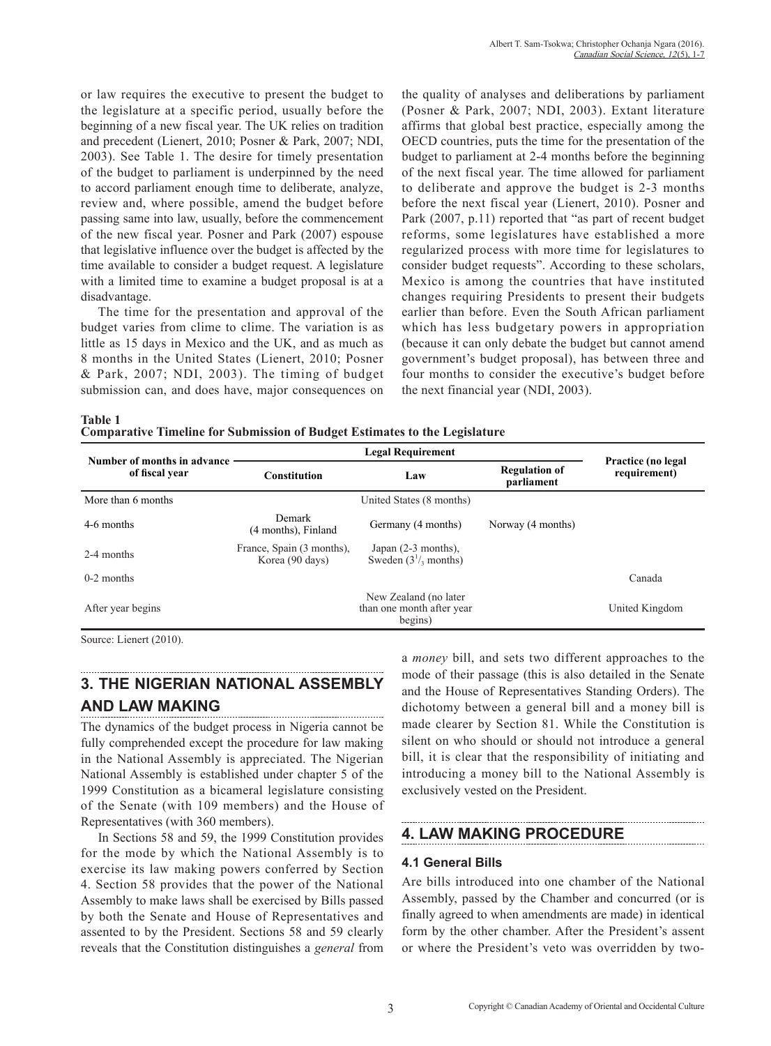or law requires the executive to present the budget to the legislature at a specific period, usually before the beginning of a new fiscal year. The UK relies on tradition and precedent (Lienert, 2010; Posner & Park, 2007; NDI, 2003). See Table 1. The desire for timely presentation of the budget to parliament is underpinned by the need to accord parliament enough time to deliberate, analyze, review and, where possible, amend the budget before passing same into law, usually, before the commencement of the new fiscal year. Posner and Park (2007) espouse that legislative influence over the budget is affected by the time available to consider a budget request. A legislature with a limited time to examine a budget proposal is at a disadvantage.

The time for the presentation and approval of the budget varies from clime to clime. The variation is as little as 15 days in Mexico and the UK, and as much as 8 months in the United States (Lienert, 2010; Posner & Park, 2007; NDI, 2003). The timing of budget submission can, and does have, major consequences on the quality of analyses and deliberations by parliament (Posner & Park, 2007; NDI, 2003). Extant literature affirms that global best practice, especially among the OECD countries, puts the time for the presentation of the budget to parliament at 2-4 months before the beginning of the next fiscal year. The time allowed for parliament to deliberate and approve the budget is 2-3 months before the next fiscal year (Lienert, 2010). Posner and Park (2007, p.11) reported that "as part of recent budget reforms, some legislatures have established a more regularized process with more time for legislatures to consider budget requests". According to these scholars, Mexico is among the countries that have instituted changes requiring Presidents to present their budgets earlier than before. Even the South African parliament which has less budgetary powers in appropriation (because it can only debate the budget but cannot amend government's budget proposal), has between three and four months to consider the executive's budget before the next financial year (NDI, 2003).

**Table 1**
**Comparative Timeline for Submission of Budget Estimates to the Legislature**

| Number of months in advance of fiscal year | Legal Requirement | | | Practice (no legal requirement) |
|---|---|---|---|---|
| | Constitution | Law | Regulation of parliament | |
| More than 6 months | | United States (8 months) | | |
| 4-6 months | Demark (4 months), Finland | Germany (4 months) | Norway (4 months) | |
| 2-4 months | France, Spain (3 months), Korea (90 days) | Japan (2-3 months), Sweden ($3^1/_3$ months) | | |
| 0-2 months | | | | Canada |
| After year begins | | New Zealand (no later than one month after year begins) | | United Kingdom |

Source: Lienert (2010).

## 3. THE NIGERIAN NATIONAL ASSEMBLY AND LAW MAKING

The dynamics of the budget process in Nigeria cannot be fully comprehended except the procedure for law making in the National Assembly is appreciated. The Nigerian National Assembly is established under chapter 5 of the 1999 Constitution as a bicameral legislature consisting of the Senate (with 109 members) and the House of Representatives (with 360 members).

In Sections 58 and 59, the 1999 Constitution provides for the mode by which the National Assembly is to exercise its law making powers conferred by Section 4. Section 58 provides that the power of the National Assembly to make laws shall be exercised by Bills passed by both the Senate and House of Representatives and assented to by the President. Sections 58 and 59 clearly reveals that the Constitution distinguishes a *general* from a *money* bill, and sets two different approaches to the mode of their passage (this is also detailed in the Senate and the House of Representatives Standing Orders). The dichotomy between a general bill and a money bill is made clearer by Section 81. While the Constitution is silent on who should or should not introduce a general bill, it is clear that the responsibility of initiating and introducing a money bill to the National Assembly is exclusively vested on the President.

## 4. LAW MAKING PROCEDURE

### 4.1 General Bills

Are bills introduced into one chamber of the National Assembly, passed by the Chamber and concurred (or is finally agreed to when amendments are made) in identical form by the other chamber. After the President's assent or where the President's veto was overridden by two-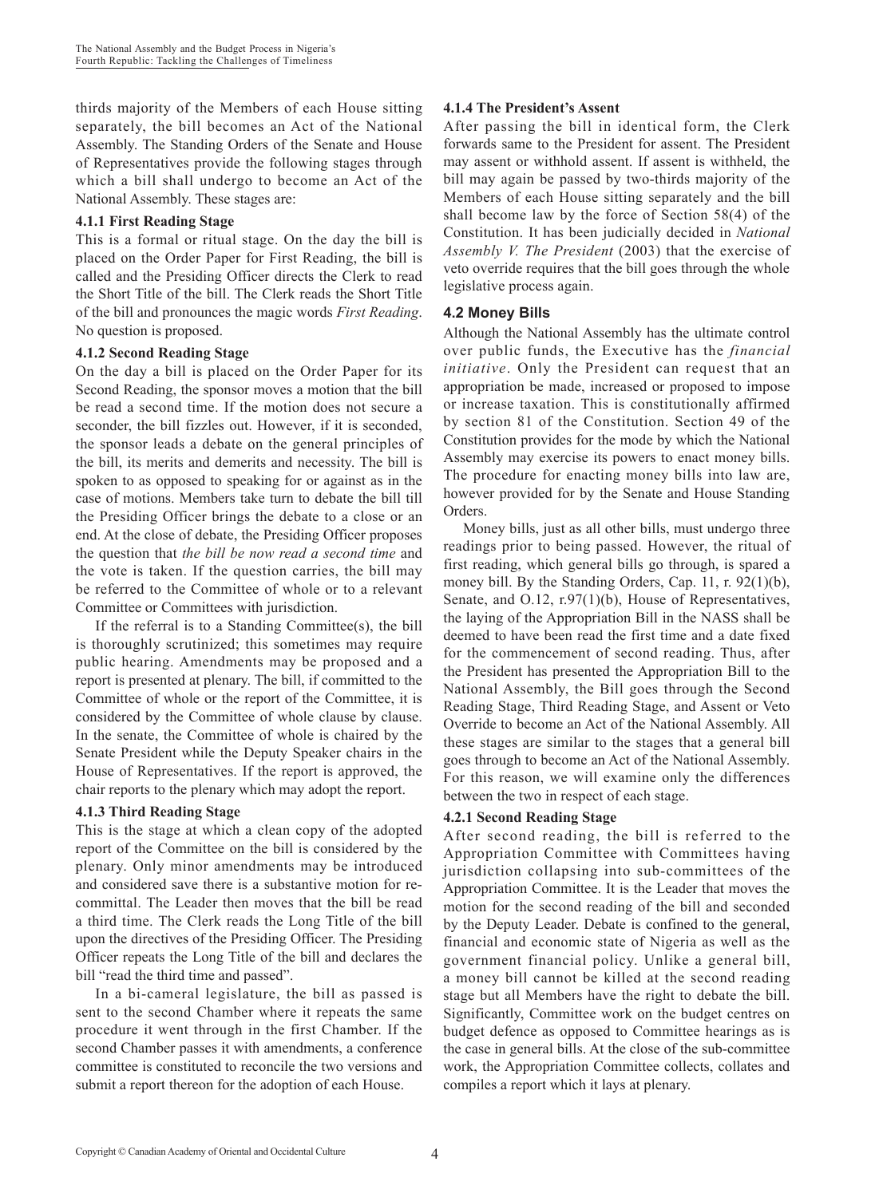thirds majority of the Members of each House sitting separately, the bill becomes an Act of the National Assembly. The Standing Orders of the Senate and House of Representatives provide the following stages through which a bill shall undergo to become an Act of the National Assembly. These stages are:

#### 4.1.1 First Reading Stage

This is a formal or ritual stage. On the day the bill is placed on the Order Paper for First Reading, the bill is called and the Presiding Officer directs the Clerk to read the Short Title of the bill. The Clerk reads the Short Title of the bill and pronounces the magic words *First Reading*. No question is proposed.

#### 4.1.2 Second Reading Stage

On the day a bill is placed on the Order Paper for its Second Reading, the sponsor moves a motion that the bill be read a second time. If the motion does not secure a seconder, the bill fizzles out. However, if it is seconded, the sponsor leads a debate on the general principles of the bill, its merits and demerits and necessity. The bill is spoken to as opposed to speaking for or against as in the case of motions. Members take turn to debate the bill till the Presiding Officer brings the debate to a close or an end. At the close of debate, the Presiding Officer proposes the question that *the bill be now read a second time* and the vote is taken. If the question carries, the bill may be referred to the Committee of whole or to a relevant Committee or Committees with jurisdiction.

If the referral is to a Standing Committee(s), the bill is thoroughly scrutinized; this sometimes may require public hearing. Amendments may be proposed and a report is presented at plenary. The bill, if committed to the Committee of whole or the report of the Committee, it is considered by the Committee of whole clause by clause. In the senate, the Committee of whole is chaired by the Senate President while the Deputy Speaker chairs in the House of Representatives. If the report is approved, the chair reports to the plenary which may adopt the report.

#### 4.1.3 Third Reading Stage

This is the stage at which a clean copy of the adopted report of the Committee on the bill is considered by the plenary. Only minor amendments may be introduced and considered save there is a substantive motion for re-committal. The Leader then moves that the bill be read a third time. The Clerk reads the Long Title of the bill upon the directives of the Presiding Officer. The Presiding Officer repeats the Long Title of the bill and declares the bill "read the third time and passed".

In a bi-cameral legislature, the bill as passed is sent to the second Chamber where it repeats the same procedure it went through in the first Chamber. If the second Chamber passes it with amendments, a conference committee is constituted to reconcile the two versions and submit a report thereon for the adoption of each House.

#### 4.1.4 The President's Assent

After passing the bill in identical form, the Clerk forwards same to the President for assent. The President may assent or withhold assent. If assent is withheld, the bill may again be passed by two-thirds majority of the Members of each House sitting separately and the bill shall become law by the force of Section 58(4) of the Constitution. It has been judicially decided in *National Assembly V. The President* (2003) that the exercise of veto override requires that the bill goes through the whole legislative process again.

### 4.2 Money Bills

Although the National Assembly has the ultimate control over public funds, the Executive has the *financial initiative*. Only the President can request that an appropriation be made, increased or proposed to impose or increase taxation. This is constitutionally affirmed by section 81 of the Constitution. Section 49 of the Constitution provides for the mode by which the National Assembly may exercise its powers to enact money bills. The procedure for enacting money bills into law are, however provided for by the Senate and House Standing Orders.

Money bills, just as all other bills, must undergo three readings prior to being passed. However, the ritual of first reading, which general bills go through, is spared a money bill. By the Standing Orders, Cap. 11, r. 92(1)(b), Senate, and O.12, r.97(1)(b), House of Representatives, the laying of the Appropriation Bill in the NASS shall be deemed to have been read the first time and a date fixed for the commencement of second reading. Thus, after the President has presented the Appropriation Bill to the National Assembly, the Bill goes through the Second Reading Stage, Third Reading Stage, and Assent or Veto Override to become an Act of the National Assembly. All these stages are similar to the stages that a general bill goes through to become an Act of the National Assembly. For this reason, we will examine only the differences between the two in respect of each stage.

#### 4.2.1 Second Reading Stage

After second reading, the bill is referred to the Appropriation Committee with Committees having jurisdiction collapsing into sub-committees of the Appropriation Committee. It is the Leader that moves the motion for the second reading of the bill and seconded by the Deputy Leader. Debate is confined to the general, financial and economic state of Nigeria as well as the government financial policy. Unlike a general bill, a money bill cannot be killed at the second reading stage but all Members have the right to debate the bill. Significantly, Committee work on the budget centres on budget defence as opposed to Committee hearings as is the case in general bills. At the close of the sub-committee work, the Appropriation Committee collects, collates and compiles a report which it lays at plenary.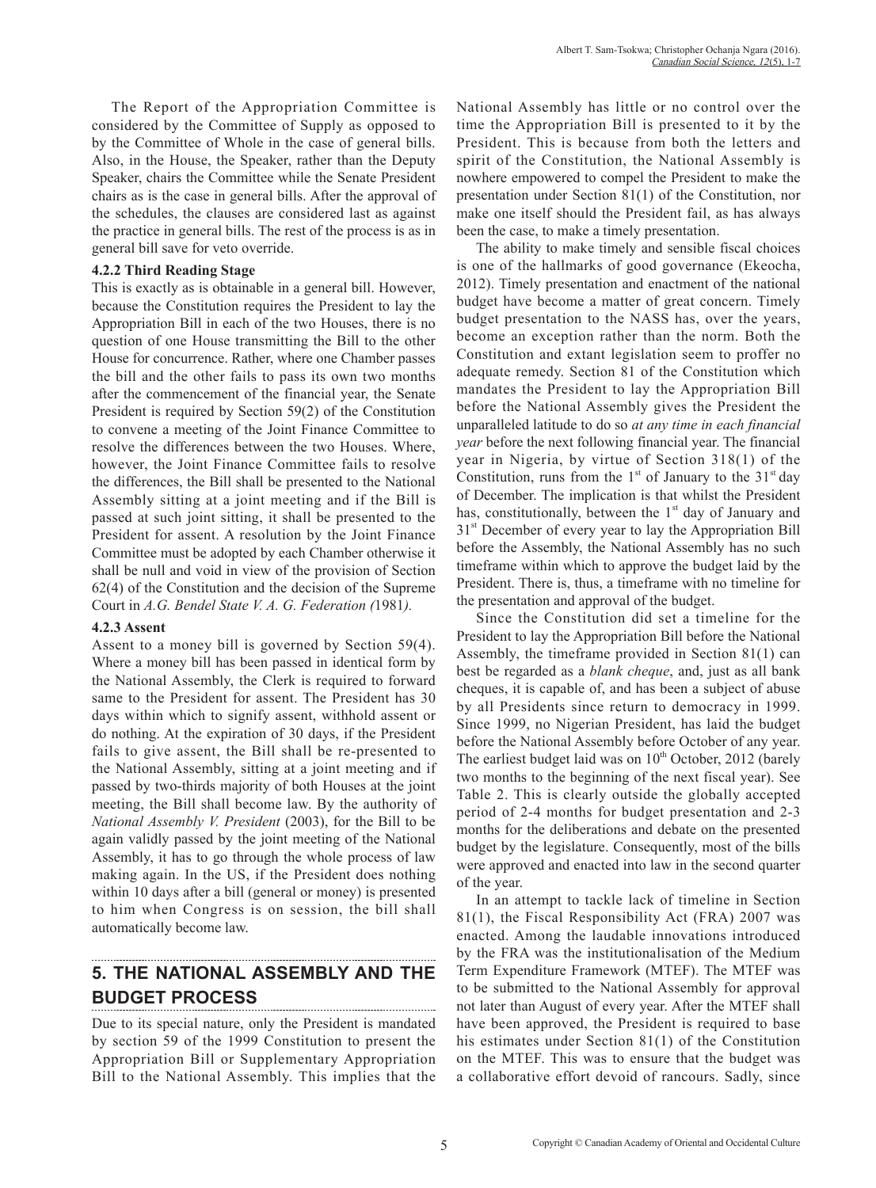The Report of the Appropriation Committee is considered by the Committee of Supply as opposed to by the Committee of Whole in the case of general bills. Also, in the House, the Speaker, rather than the Deputy Speaker, chairs the Committee while the Senate President chairs as is the case in general bills. After the approval of the schedules, the clauses are considered last as against the practice in general bills. The rest of the process is as in general bill save for veto override.

#### 4.2.2 Third Reading Stage

This is exactly as is obtainable in a general bill. However, because the Constitution requires the President to lay the Appropriation Bill in each of the two Houses, there is no question of one House transmitting the Bill to the other House for concurrence. Rather, where one Chamber passes the bill and the other fails to pass its own two months after the commencement of the financial year, the Senate President is required by Section 59(2) of the Constitution to convene a meeting of the Joint Finance Committee to resolve the differences between the two Houses. Where, however, the Joint Finance Committee fails to resolve the differences, the Bill shall be presented to the National Assembly sitting at a joint meeting and if the Bill is passed at such joint sitting, it shall be presented to the President for assent. A resolution by the Joint Finance Committee must be adopted by each Chamber otherwise it shall be null and void in view of the provision of Section 62(4) of the Constitution and the decision of the Supreme Court in *A.G. Bendel State V. A. G. Federation (*1981*).*

#### 4.2.3 Assent

Assent to a money bill is governed by Section 59(4). Where a money bill has been passed in identical form by the National Assembly, the Clerk is required to forward same to the President for assent. The President has 30 days within which to signify assent, withhold assent or do nothing. At the expiration of 30 days, if the President fails to give assent, the Bill shall be re-presented to the National Assembly, sitting at a joint meeting and if passed by two-thirds majority of both Houses at the joint meeting, the Bill shall become law. By the authority of *National Assembly V. President* (2003), for the Bill to be again validly passed by the joint meeting of the National Assembly, it has to go through the whole process of law making again. In the US, if the President does nothing within 10 days after a bill (general or money) is presented to him when Congress is on session, the bill shall automatically become law.

## 5. THE NATIONAL ASSEMBLY AND THE BUDGET PROCESS

Due to its special nature, only the President is mandated by section 59 of the 1999 Constitution to present the Appropriation Bill or Supplementary Appropriation Bill to the National Assembly. This implies that the National Assembly has little or no control over the time the Appropriation Bill is presented to it by the President. This is because from both the letters and spirit of the Constitution, the National Assembly is nowhere empowered to compel the President to make the presentation under Section 81(1) of the Constitution, nor make one itself should the President fail, as has always been the case, to make a timely presentation.

The ability to make timely and sensible fiscal choices is one of the hallmarks of good governance (Ekeocha, 2012). Timely presentation and enactment of the national budget have become a matter of great concern. Timely budget presentation to the NASS has, over the years, become an exception rather than the norm. Both the Constitution and extant legislation seem to proffer no adequate remedy. Section 81 of the Constitution which mandates the President to lay the Appropriation Bill before the National Assembly gives the President the unparalleled latitude to do so *at any time in each financial year* before the next following financial year. The financial year in Nigeria, by virtue of Section 318(1) of the Constitution, runs from the 1st of January to the 31st day of December. The implication is that whilst the President has, constitutionally, between the 1st day of January and 31st December of every year to lay the Appropriation Bill before the Assembly, the National Assembly has no such timeframe within which to approve the budget laid by the President. There is, thus, a timeframe with no timeline for the presentation and approval of the budget.

Since the Constitution did set a timeline for the President to lay the Appropriation Bill before the National Assembly, the timeframe provided in Section 81(1) can best be regarded as a *blank cheque*, and, just as all bank cheques, it is capable of, and has been a subject of abuse by all Presidents since return to democracy in 1999. Since 1999, no Nigerian President, has laid the budget before the National Assembly before October of any year. The earliest budget laid was on 10th October, 2012 (barely two months to the beginning of the next fiscal year). See Table 2. This is clearly outside the globally accepted period of 2-4 months for budget presentation and 2-3 months for the deliberations and debate on the presented budget by the legislature. Consequently, most of the bills were approved and enacted into law in the second quarter of the year.

In an attempt to tackle lack of timeline in Section 81(1), the Fiscal Responsibility Act (FRA) 2007 was enacted. Among the laudable innovations introduced by the FRA was the institutionalisation of the Medium Term Expenditure Framework (MTEF). The MTEF was to be submitted to the National Assembly for approval not later than August of every year. After the MTEF shall have been approved, the President is required to base his estimates under Section 81(1) of the Constitution on the MTEF. This was to ensure that the budget was a collaborative effort devoid of rancours. Sadly, since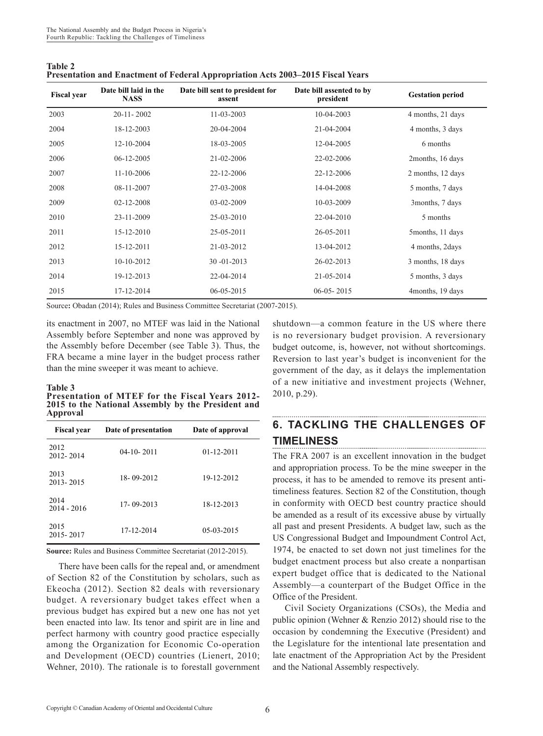**Table 2**
**Presentation and Enactment of Federal Appropriation Acts 2003–2015 Fiscal Years**

| Fiscal year | Date bill laid in the NASS | Date bill sent to president for assent | Date bill assented to by president | Gestation period |
|---|---|---|---|---|
| 2003 | 20-11- 2002 | 11-03-2003 | 10-04-2003 | 4 months, 21 days |
| 2004 | 18-12-2003 | 20-04-2004 | 21-04-2004 | 4 months, 3 days |
| 2005 | 12-10-2004 | 18-03-2005 | 12-04-2005 | 6 months |
| 2006 | 06-12-2005 | 21-02-2006 | 22-02-2006 | 2months, 16 days |
| 2007 | 11-10-2006 | 22-12-2006 | 22-12-2006 | 2 months, 12 days |
| 2008 | 08-11-2007 | 27-03-2008 | 14-04-2008 | 5 months, 7 days |
| 2009 | 02-12-2008 | 03-02-2009 | 10-03-2009 | 3months, 7 days |
| 2010 | 23-11-2009 | 25-03-2010 | 22-04-2010 | 5 months |
| 2011 | 15-12-2010 | 25-05-2011 | 26-05-2011 | 5months, 11 days |
| 2012 | 15-12-2011 | 21-03-2012 | 13-04-2012 | 4 months, 2days |
| 2013 | 10-10-2012 | 30 -01-2013 | 26-02-2013 | 3 months, 18 days |
| 2014 | 19-12-2013 | 22-04-2014 | 21-05-2014 | 5 months, 3 days |
| 2015 | 17-12-2014 | 06-05-2015 | 06-05- 2015 | 4months, 19 days |

Source**:** Obadan (2014); Rules and Business Committee Secretariat (2007-2015).

its enactment in 2007, no MTEF was laid in the National Assembly before September and none was approved by the Assembly before December (see Table 3). Thus, the FRA became a mine layer in the budget process rather than the mine sweeper it was meant to achieve.

**Table 3**
**Presentation of MTEF for the Fiscal Years 2012-2015 to the National Assembly by the President and Approval**

| Fiscal year | Date of presentation | Date of approval |
|---|---|---|
| 2012 2012- 2014 | 04-10- 2011 | 01-12-2011 |
| 2013 2013- 2015 | 18- 09-2012 | 19-12-2012 |
| 2014 2014 - 2016 | 17- 09-2013 | 18-12-2013 |
| 2015 2015- 2017 | 17-12-2014 | 05-03-2015 |

**Source:** Rules and Business Committee Secretariat (2012-2015).

There have been calls for the repeal and, or amendment of Section 82 of the Constitution by scholars, such as Ekeocha (2012). Section 82 deals with reversionary budget. A reversionary budget takes effect when a previous budget has expired but a new one has not yet been enacted into law. Its tenor and spirit are in line and perfect harmony with country good practice especially among the Organization for Economic Co-operation and Development (OECD) countries (Lienert, 2010; Wehner, 2010). The rationale is to forestall government shutdown—a common feature in the US where there is no reversionary budget provision. A reversionary budget outcome, is, however, not without shortcomings. Reversion to last year's budget is inconvenient for the government of the day, as it delays the implementation of a new initiative and investment projects (Wehner, 2010, p.29).

## 6. TACKLING THE CHALLENGES OF TIMELINESS

The FRA 2007 is an excellent innovation in the budget and appropriation process. To be the mine sweeper in the process, it has to be amended to remove its present anti-timeliness features. Section 82 of the Constitution, though in conformity with OECD best country practice should be amended as a result of its excessive abuse by virtually all past and present Presidents. A budget law, such as the US Congressional Budget and Impoundment Control Act, 1974, be enacted to set down not just timelines for the budget enactment process but also create a nonpartisan expert budget office that is dedicated to the National Assembly—a counterpart of the Budget Office in the Office of the President.

Civil Society Organizations (CSOs), the Media and public opinion (Wehner & Renzio 2012) should rise to the occasion by condemning the Executive (President) and the Legislature for the intentional late presentation and late enactment of the Appropriation Act by the President and the National Assembly respectively.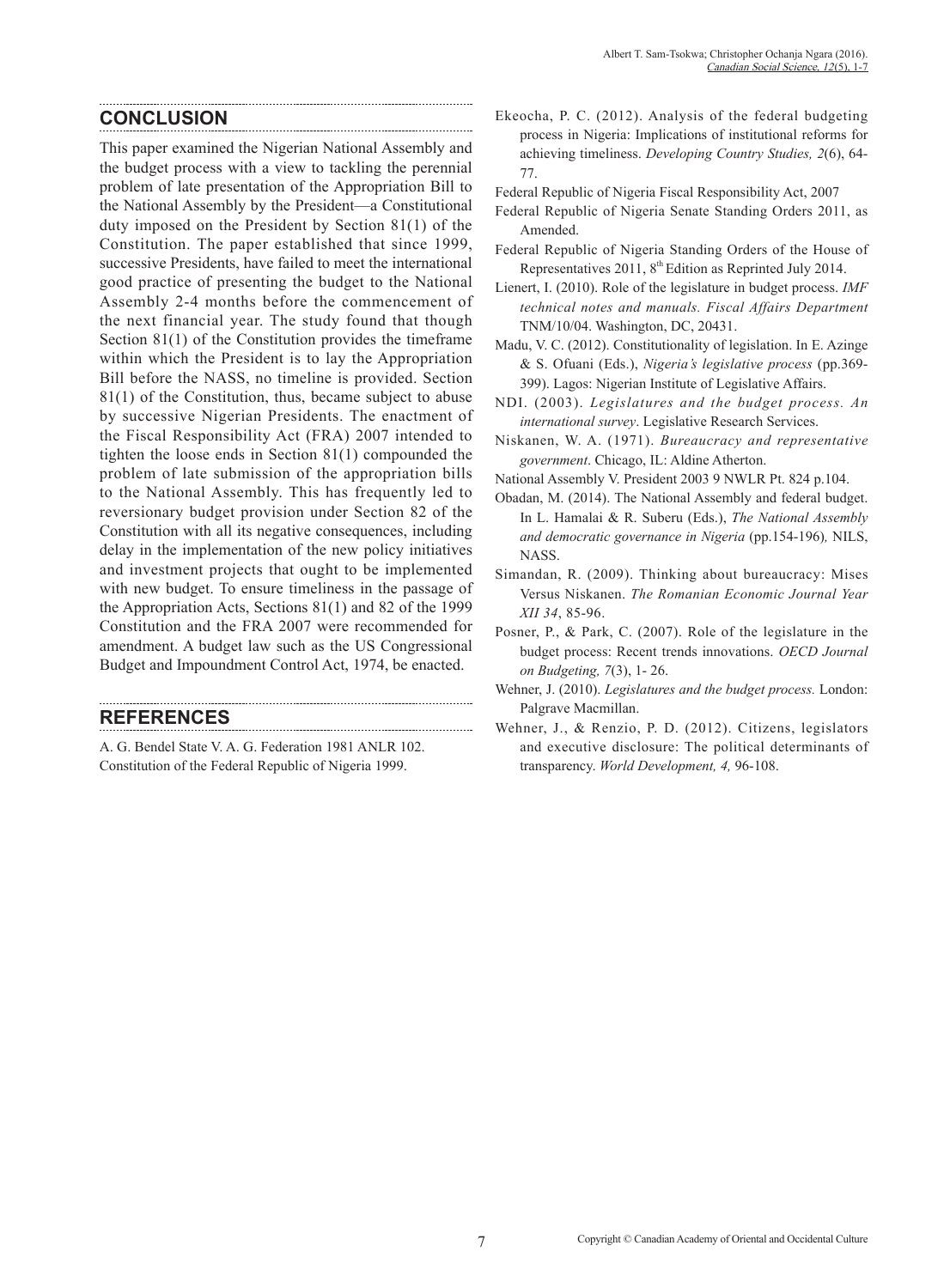## CONCLUSION

This paper examined the Nigerian National Assembly and the budget process with a view to tackling the perennial problem of late presentation of the Appropriation Bill to the National Assembly by the President—a Constitutional duty imposed on the President by Section 81(1) of the Constitution. The paper established that since 1999, successive Presidents, have failed to meet the international good practice of presenting the budget to the National Assembly 2-4 months before the commencement of the next financial year. The study found that though Section 81(1) of the Constitution provides the timeframe within which the President is to lay the Appropriation Bill before the NASS, no timeline is provided. Section 81(1) of the Constitution, thus, became subject to abuse by successive Nigerian Presidents. The enactment of the Fiscal Responsibility Act (FRA) 2007 intended to tighten the loose ends in Section 81(1) compounded the problem of late submission of the appropriation bills to the National Assembly. This has frequently led to reversionary budget provision under Section 82 of the Constitution with all its negative consequences, including delay in the implementation of the new policy initiatives and investment projects that ought to be implemented with new budget. To ensure timeliness in the passage of the Appropriation Acts, Sections 81(1) and 82 of the 1999 Constitution and the FRA 2007 were recommended for amendment. A budget law such as the US Congressional Budget and Impoundment Control Act, 1974, be enacted.

## REFERENCES

A. G. Bendel State V. A. G. Federation 1981 ANLR 102.

Constitution of the Federal Republic of Nigeria 1999.

Ekeocha, P. C. (2012). Analysis of the federal budgeting process in Nigeria: Implications of institutional reforms for achieving timeliness. *Developing Country Studies, 2*(6), 64-77.

Federal Republic of Nigeria Fiscal Responsibility Act, 2007

Federal Republic of Nigeria Senate Standing Orders 2011, as Amended.

Federal Republic of Nigeria Standing Orders of the House of Representatives 2011, 8th Edition as Reprinted July 2014.

Lienert, I. (2010). Role of the legislature in budget process. *IMF technical notes and manuals. Fiscal Affairs Department* TNM/10/04. Washington, DC, 20431.

Madu, V. C. (2012). Constitutionality of legislation. In E. Azinge & S. Ofuani (Eds.), *Nigeria's legislative process* (pp.369-399). Lagos: Nigerian Institute of Legislative Affairs.

NDI. (2003). *Legislatures and the budget process. An international survey*. Legislative Research Services.

Niskanen, W. A. (1971). *Bureaucracy and representative government*. Chicago, IL: Aldine Atherton.

National Assembly V. President 2003 9 NWLR Pt. 824 p.104.

Obadan, M. (2014). The National Assembly and federal budget. In L. Hamalai & R. Suberu (Eds.), *The National Assembly and democratic governance in Nigeria* (pp.154-196)*,* NILS, NASS.

Simandan, R. (2009). Thinking about bureaucracy: Mises Versus Niskanen. *The Romanian Economic Journal Year XII 34*, 85-96.

Posner, P., & Park, C. (2007). Role of the legislature in the budget process: Recent trends innovations. *OECD Journal on Budgeting, 7*(3), 1- 26.

Wehner, J. (2010). *Legislatures and the budget process.* London: Palgrave Macmillan.

Wehner, J., & Renzio, P. D. (2012). Citizens, legislators and executive disclosure: The political determinants of transparency. *World Development, 4,* 96-108.